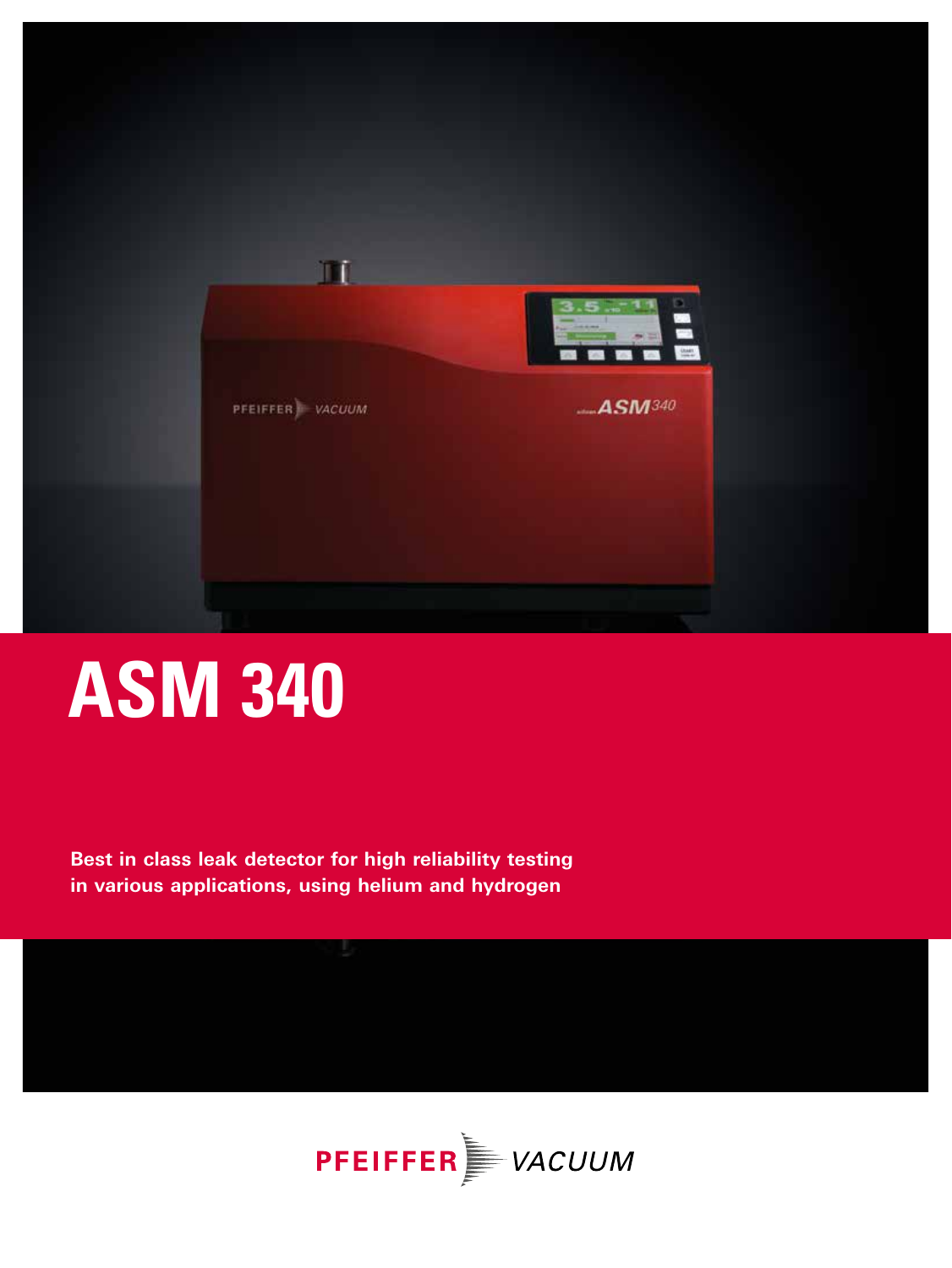# ASM 340

**Best in class leak detector for high reliability testing in various applications, using helium and hydrogen**

PFEIFFER VACUUM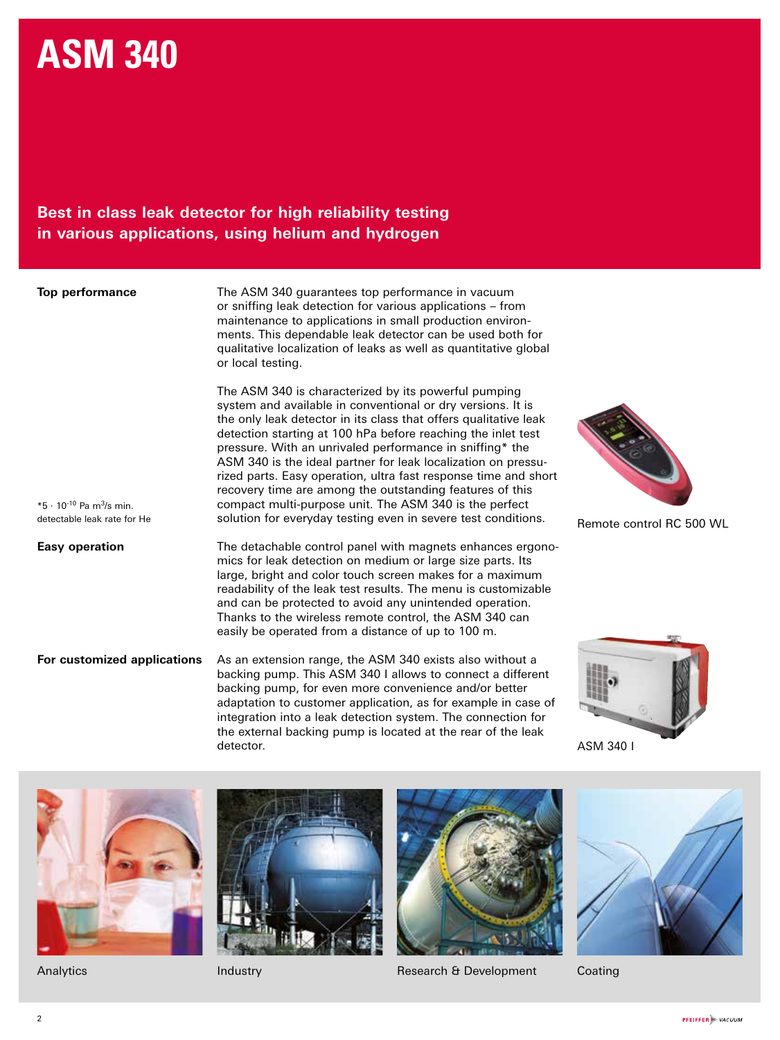# ASM 340

## Best in class leak detector for high reliability testing in various applications, using helium and hydrogen

**Top performance**

The ASM 340 guarantees top performance in vacuum or sniffing leak detection for various applications – from maintenance to applications in small production environments. This dependable leak detector can be used both for qualitative localization of leaks as well as quantitative global or local testing.

The ASM 340 is characterized by its powerful pumping system and available in conventional or dry versions. It is the only leak detector in its class that offers qualitative leak detection starting at 100 hPa before reaching the inlet test pressure. With an unrivaled performance in sniffing* the ASM 340 is the ideal partner for leak localization on pressurized parts. Easy operation, ultra fast response time and short recovery time are among the outstanding features of this compact multi-purpose unit. The ASM 340 is the perfect solution for everyday testing even in severe test conditions.

*$5 \cdot 10^{-10}$ Pa $m^3$/s min. detectable leak rate for He

Remote control RC 500 WL

**Easy operation**

The detachable control panel with magnets enhances ergonomics for leak detection on medium or large size parts. Its large, bright and color touch screen makes for a maximum readability of the leak test results. The menu is customizable and can be protected to avoid any unintended operation. Thanks to the wireless remote control, the ASM 340 can easily be operated from a distance of up to 100 m.

**For customized applications**

As an extension range, the ASM 340 exists also without a backing pump. This ASM 340 I allows to connect a different backing pump, for even more convenience and/or better adaptation to customer application, as for example in case of integration into a leak detection system. The connection for the external backing pump is located at the rear of the leak detector.

ASM 340 I

Analytics

Industry

Research & Development

Coating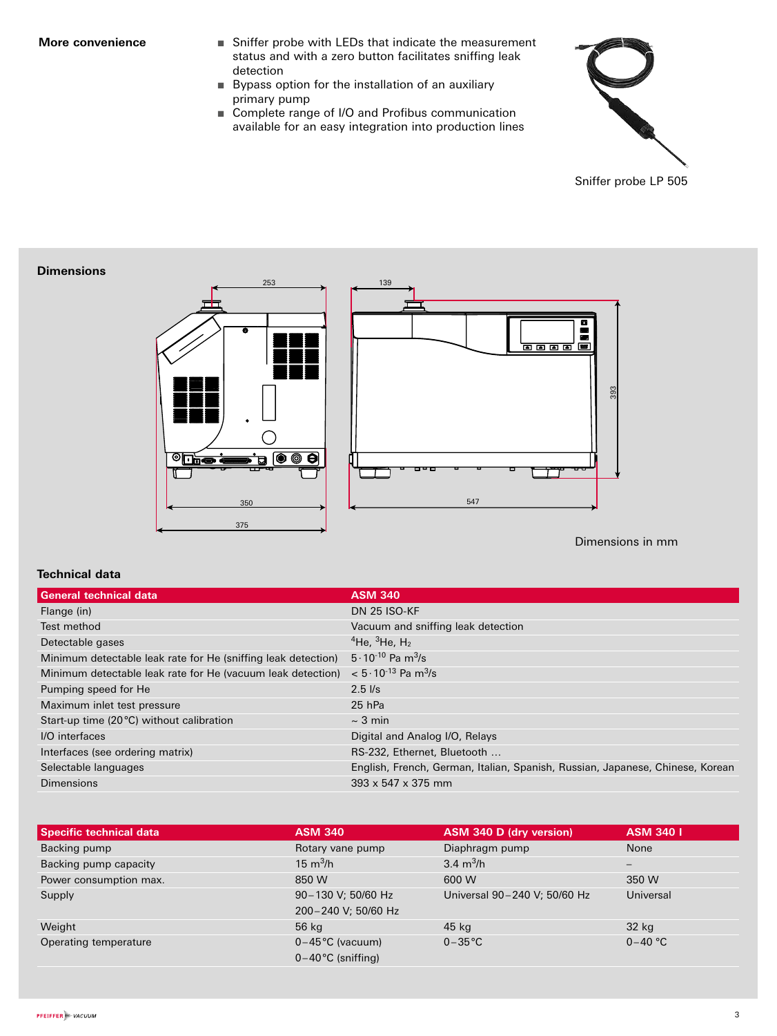**More convenience**

- Sniffer probe with LEDs that indicate the measurement status and with a zero button facilitates sniffing leak detection
- Bypass option for the installation of an auxiliary primary pump
- Complete range of I/O and Profibus communication available for an easy integration into production lines

Sniffer probe LP 505

## Dimensions

Dimensions in mm

## Technical data

| General technical data | ASM 340 |
|---|---|
| Flange (in) | DN 25 ISO-KF |
| Test method | Vacuum and sniffing leak detection |
| Detectable gases | $^4$He, $^3$He, $H_2$ |
| Minimum detectable leak rate for He (sniffing leak detection) | $5 \cdot 10^{-10}$ Pa m$^3$/s |
| Minimum detectable leak rate for He (vacuum leak detection) | $< 5 \cdot 10^{-13}$ Pa m$^3$/s |
| Pumping speed for He | 2.5 l/s |
| Maximum inlet test pressure | 25 hPa |
| Start-up time (20 °C) without calibration | ~ 3 min |
| I/O interfaces | Digital and Analog I/O, Relays |
| Interfaces (see ordering matrix) | RS-232, Ethernet, Bluetooth … |
| Selectable languages | English, French, German, Italian, Spanish, Russian, Japanese, Chinese, Korean |
| Dimensions | 393 x 547 x 375 mm |

| Specific technical data | ASM 340 | ASM 340 D (dry version) | ASM 340 I |
|---|---|---|---|
| Backing pump | Rotary vane pump | Diaphragm pump | None |
| Backing pump capacity | 15 m$^3$/h | 3.4 m$^3$/h | – |
| Power consumption max. | 850 W | 600 W | 350 W |
| Supply | 90–130 V; 50/60 Hz<br>200–240 V; 50/60 Hz | Universal 90–240 V; 50/60 Hz | Universal |
| Weight | 56 kg | 45 kg | 32 kg |
| Operating temperature | 0–45 °C (vacuum)<br>0–40 °C (sniffing) | 0–35 °C | 0–40 °C |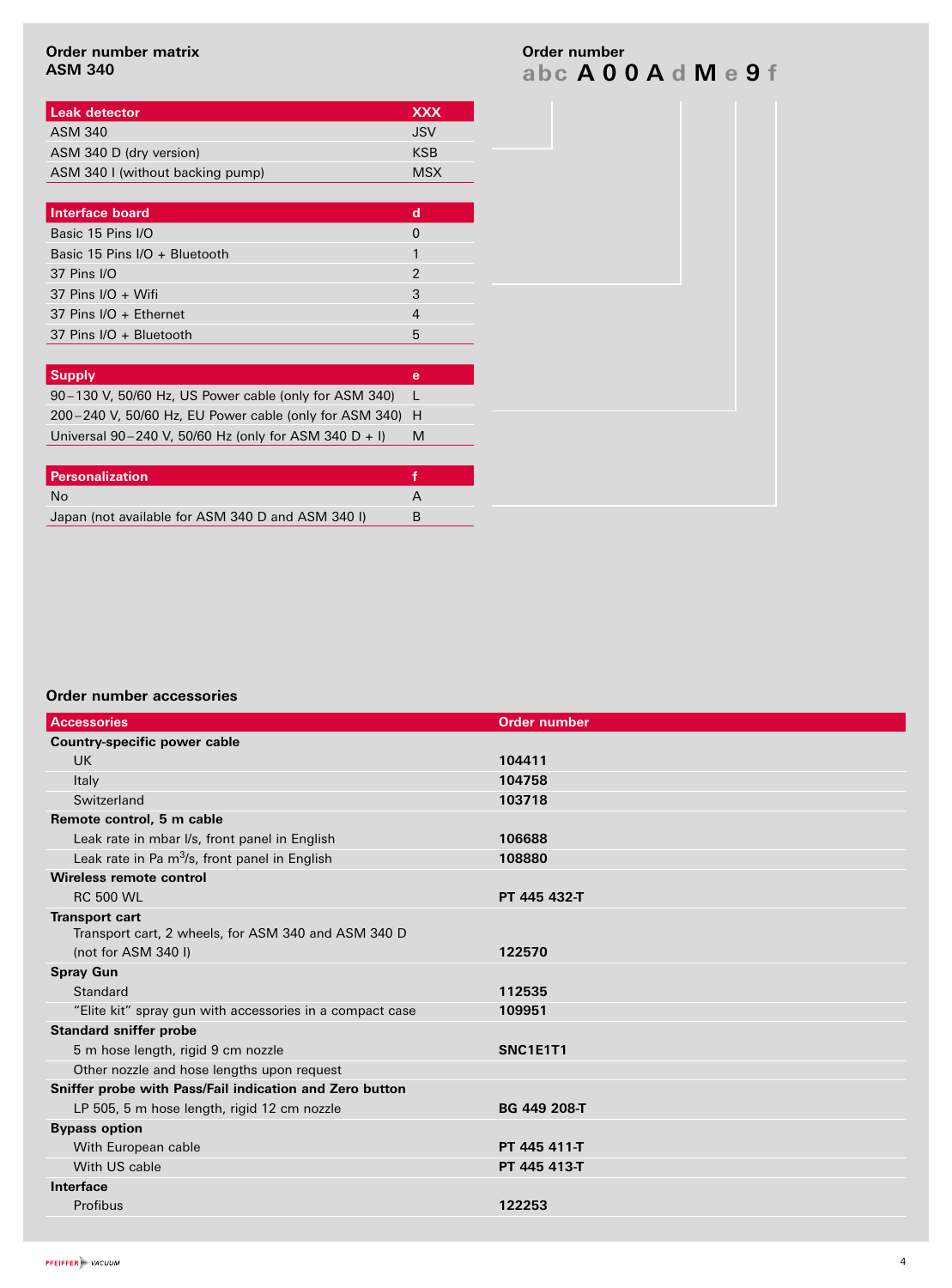## Order number matrix ASM 340

**Order number**

**abc A 0 0 A d M e 9 f**

| Leak detector | XXX |
|---|---|
| ASM 340 | JSV |
| ASM 340 D (dry version) | KSB |
| ASM 340 I (without backing pump) | MSX |

| Interface board | d |
|---|---|
| Basic 15 Pins I/O | 0 |
| Basic 15 Pins I/O + Bluetooth | 1 |
| 37 Pins I/O | 2 |
| 37 Pins I/O + Wifi | 3 |
| 37 Pins I/O + Ethernet | 4 |
| 37 Pins I/O + Bluetooth | 5 |

| Supply | e |
|---|---|
| 90–130 V, 50/60 Hz, US Power cable (only for ASM 340) | L |
| 200–240 V, 50/60 Hz, EU Power cable (only for ASM 340) | H |
| Universal 90–240 V, 50/60 Hz (only for ASM 340 D + I) | M |

| Personalization | f |
|---|---|
| No | A |
| Japan (not available for ASM 340 D and ASM 340 I) | B |

## Order number accessories

| Accessories | Order number |
|---|---|
| **Country-specific power cable** | |
| UK | **104411** |
| Italy | **104758** |
| Switzerland | **103718** |
| **Remote control, 5 m cable** | |
| Leak rate in mbar l/s, front panel in English | **106688** |
| Leak rate in Pa $m^3$/s, front panel in English | **108880** |
| **Wireless remote control** | |
| RC 500 WL | **PT 445 432-T** |
| **Transport cart** | |
| Transport cart, 2 wheels, for ASM 340 and ASM 340 D (not for ASM 340 I) | **122570** |
| **Spray Gun** | |
| Standard | **112535** |
| "Elite kit" spray gun with accessories in a compact case | **109951** |
| **Standard sniffer probe** | |
| 5 m hose length, rigid 9 cm nozzle | **SNC1E1T1** |
| Other nozzle and hose lengths upon request | |
| **Sniffer probe with Pass/Fail indication and Zero button** | |
| LP 505, 5 m hose length, rigid 12 cm nozzle | **BG 449 208-T** |
| **Bypass option** | |
| With European cable | **PT 445 411-T** |
| With US cable | **PT 445 413-T** |
| **Interface** | |
| Profibus | **122253** |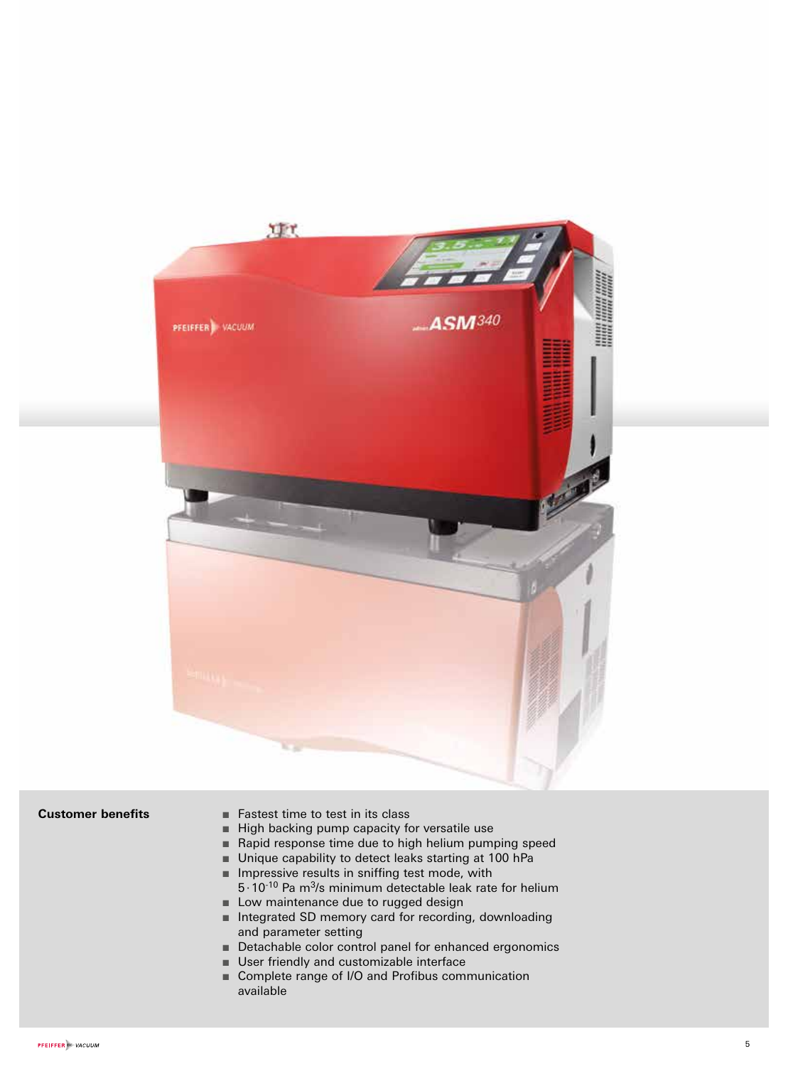**Customer benefits**

- Fastest time to test in its class
- High backing pump capacity for versatile use
- Rapid response time due to high helium pumping speed
- Unique capability to detect leaks starting at 100 hPa
- Impressive results in sniffing test mode, with $5 \cdot 10^{-10}$ Pa $m^3/s$ minimum detectable leak rate for helium
- Low maintenance due to rugged design
- Integrated SD memory card for recording, downloading and parameter setting
- Detachable color control panel for enhanced ergonomics
- User friendly and customizable interface
- Complete range of I/O and Profibus communication available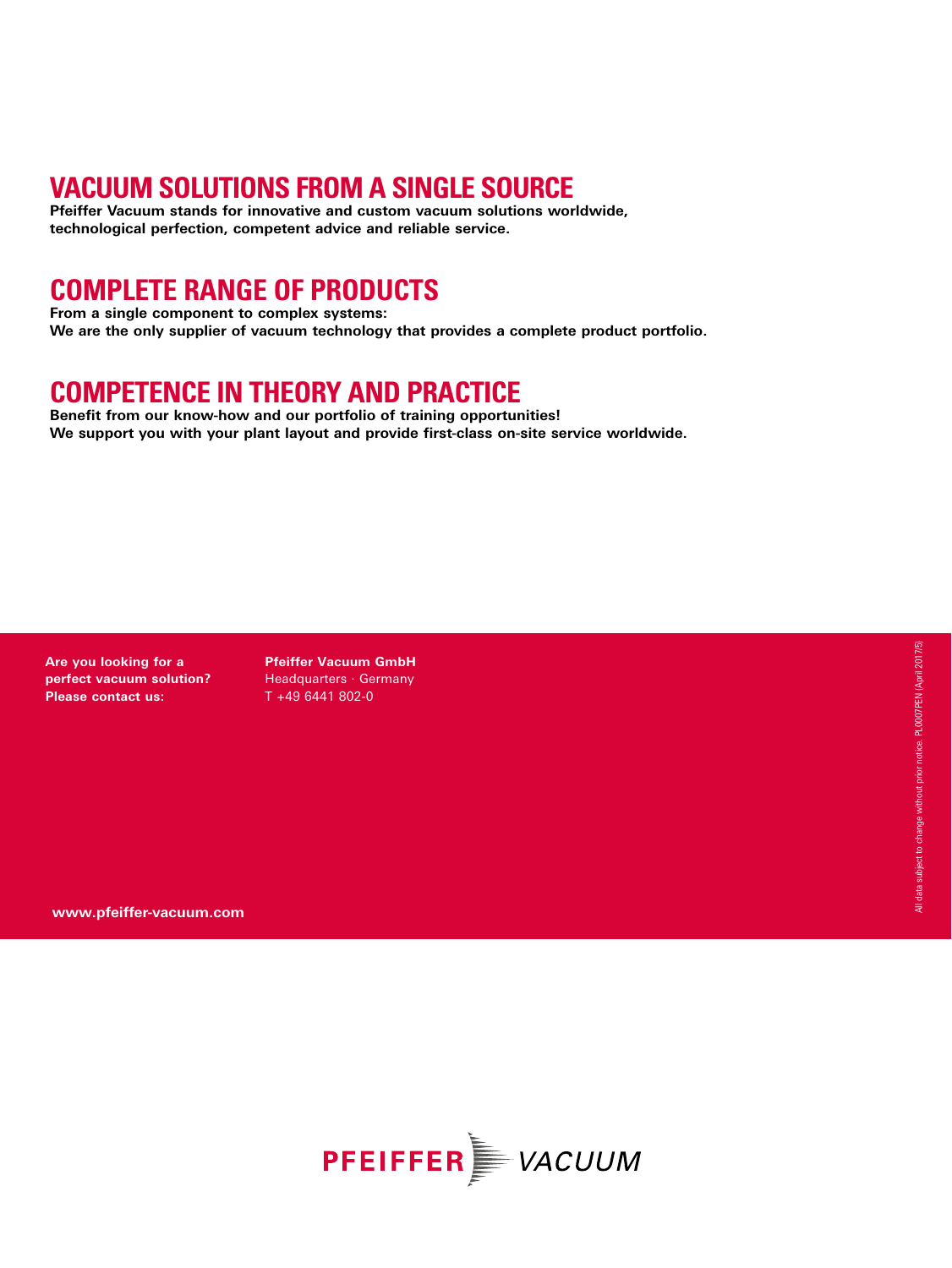## VACUUM SOLUTIONS FROM A SINGLE SOURCE

**Pfeiffer Vacuum stands for innovative and custom vacuum solutions worldwide, technological perfection, competent advice and reliable service.**

## COMPLETE RANGE OF PRODUCTS

**From a single component to complex systems:**
**We are the only supplier of vacuum technology that provides a complete product portfolio.**

## COMPETENCE IN THEORY AND PRACTICE

**Benefit from our know-how and our portfolio of training opportunities!**
**We support you with your plant layout and provide first-class on-site service worldwide.**

**Are you looking for a perfect vacuum solution? Please contact us:**

**Pfeiffer Vacuum GmbH**
Headquarters · Germany
T +49 6441 802-0

**www.pfeiffer-vacuum.com**

All data subject to change without prior notice. PL0007PEN (April 2017/5)

PFEIFFER VACUUM